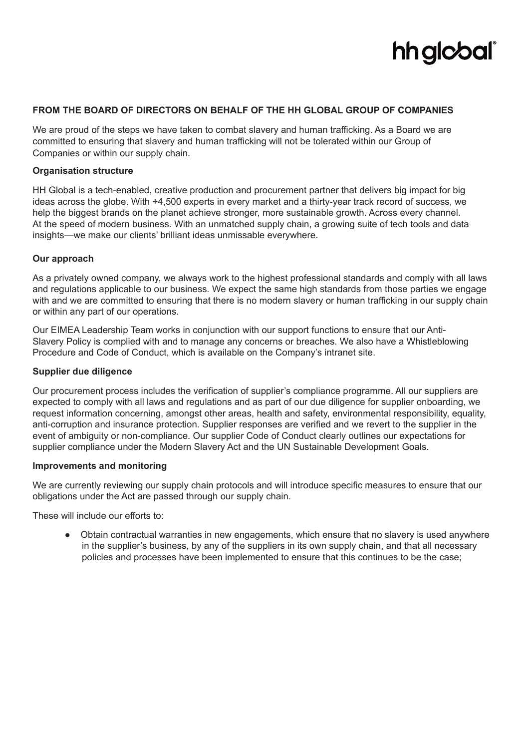**FROM THE BOARD OF DIRECTORS ON BEHALF OF THE HH GLOBAL GROUP OF COMPANIES**

We are proud of the steps we have taken to combat slavery and human trafficking. As a Board we are committed to ensuring that slavery and human trafficking will not be tolerated within our Group of Companies or within our supply chain.

**Organisation structure**

HH Global is a tech-enabled, creative production and procurement partner that delivers big impact for big ideas across the globe. With +4,500 experts in every market and a thirty-year track record of success, we help the biggest brands on the planet achieve stronger, more sustainable growth. Across every channel. At the speed of modern business. With an unmatched supply chain, a growing suite of tech tools and data insights—we make our clients' brilliant ideas unmissable everywhere.

**Our approach**

As a privately owned company, we always work to the highest professional standards and comply with all laws and regulations applicable to our business. We expect the same high standards from those parties we engage with and we are committed to ensuring that there is no modern slavery or human trafficking in our supply chain or within any part of our operations.

Our EIMEA Leadership Team works in conjunction with our support functions to ensure that our Anti-Slavery Policy is complied with and to manage any concerns or breaches. We also have a Whistleblowing Procedure and Code of Conduct, which is available on the Company's intranet site.

**Supplier due diligence**

Our procurement process includes the verification of supplier's compliance programme. All our suppliers are expected to comply with all laws and regulations and as part of our due diligence for supplier onboarding, we request information concerning, amongst other areas, health and safety, environmental responsibility, equality, anti-corruption and insurance protection. Supplier responses are verified and we revert to the supplier in the event of ambiguity or non-compliance. Our supplier Code of Conduct clearly outlines our expectations for supplier compliance under the Modern Slavery Act and the UN Sustainable Development Goals.

**Improvements and monitoring**

We are currently reviewing our supply chain protocols and will introduce specific measures to ensure that our obligations under the Act are passed through our supply chain.

These will include our efforts to:

- Obtain contractual warranties in new engagements, which ensure that no slavery is used anywhere in the supplier's business, by any of the suppliers in its own supply chain, and that all necessary policies and processes have been implemented to ensure that this continues to be the case;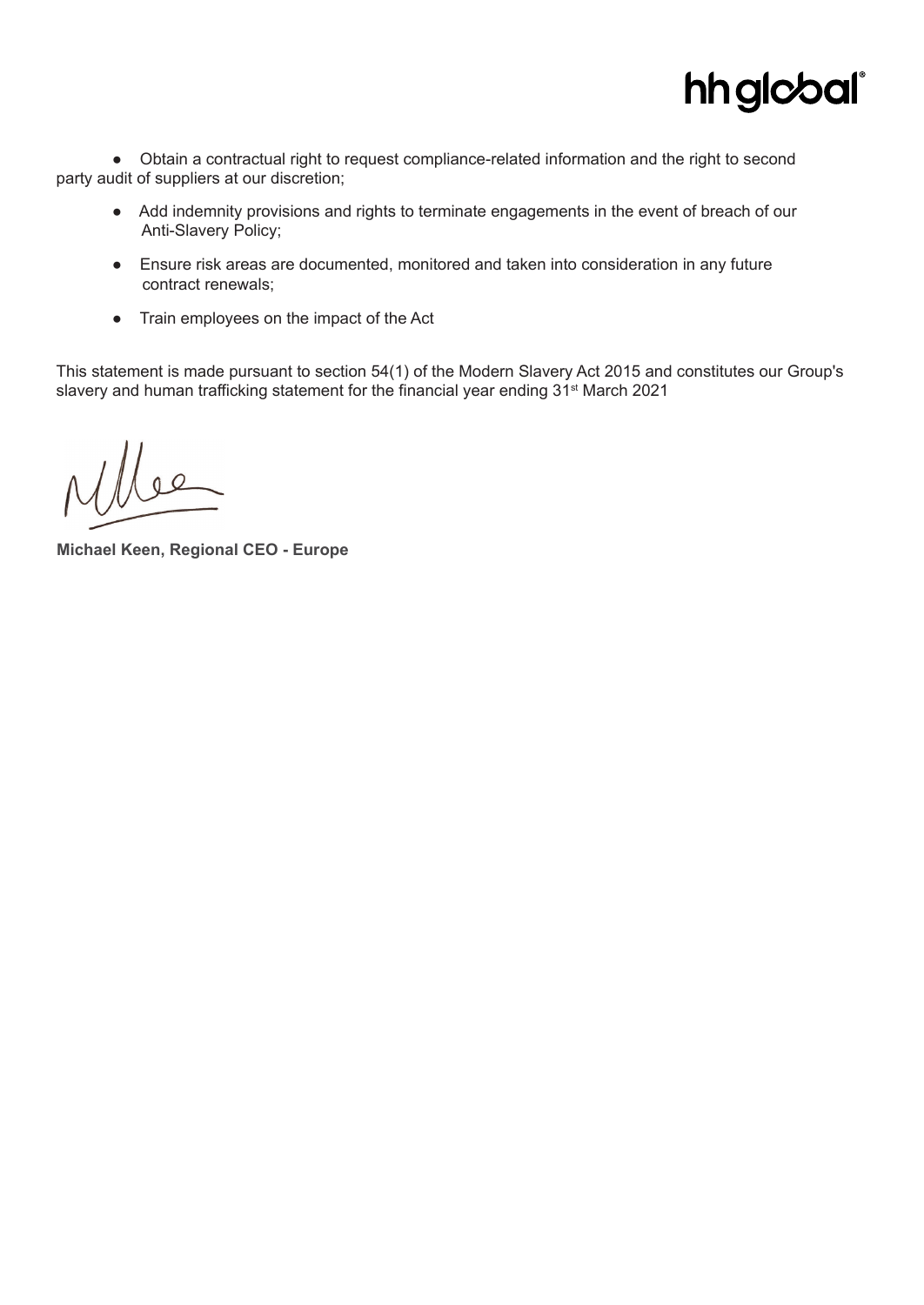- Obtain a contractual right to request compliance-related information and the right to second party audit of suppliers at our discretion;
- Add indemnity provisions and rights to terminate engagements in the event of breach of our Anti-Slavery Policy;
- Ensure risk areas are documented, monitored and taken into consideration in any future contract renewals;
- Train employees on the impact of the Act

This statement is made pursuant to section 54(1) of the Modern Slavery Act 2015 and constitutes our Group's slavery and human trafficking statement for the financial year ending 31st March 2021

**Michael Keen, Regional CEO - Europe**